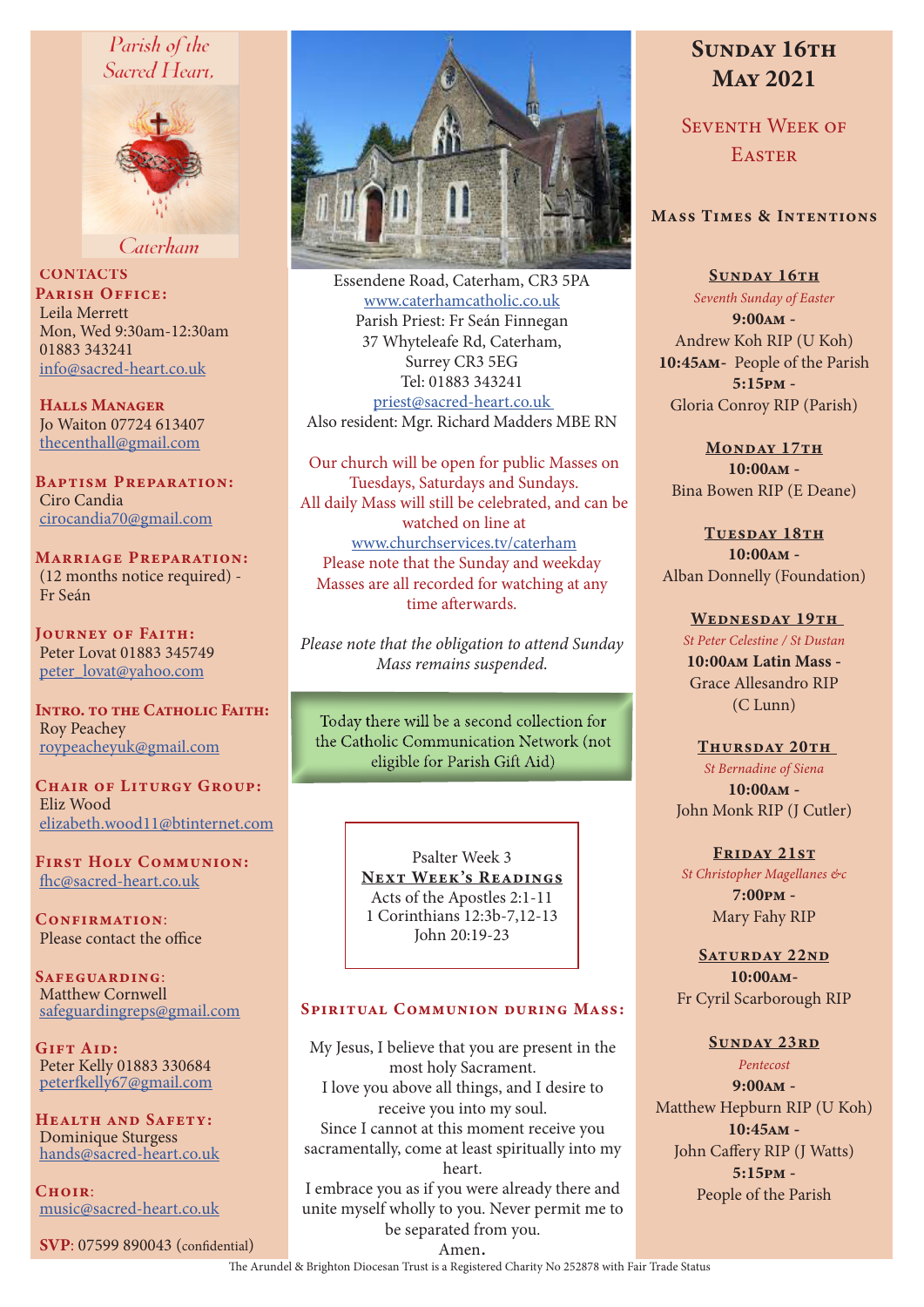*Parish of the Sacred Heart, Caterham*

## CONTACTS

**Parish Office:**
Leila Merrett
Mon, Wed 9:30am-12:30am
01883 343241
info@sacred-heart.co.uk

**Halls Manager**
Jo Waiton 07724 613407
thecenthall@gmail.com

**Baptism Preparation:**
Ciro Candia
cirocandia70@gmail.com

**Marriage Preparation:**
(12 months notice required) - Fr Seán

**Journey of Faith:**
Peter Lovat 01883 345749
peter_lovat@yahoo.com

**Intro. to the Catholic Faith:**
Roy Peachey
roypeacheyuk@gmail.com

**Chair of Liturgy Group:**
Eliz Wood
elizabeth.wood11@btinternet.com

**First Holy Communion:**
fhc@sacred-heart.co.uk

**Confirmation:**
Please contact the office

**Safeguarding:**
Matthew Cornwell
safeguardingreps@gmail.com

**Gift Aid:**
Peter Kelly 01883 330684
peterfkelly67@gmail.com

**Health and Safety:**
Dominique Sturgess
hands@sacred-heart.co.uk

**Choir:**
music@sacred-heart.co.uk

**SVP**: 07599 890043 (confidential)

---

Essendene Road, Caterham, CR3 5PA
www.caterhamcatholic.co.uk
Parish Priest: Fr Seán Finnegan
37 Whyteleafe Rd, Caterham,
Surrey CR3 5EG
Tel: 01883 343241
priest@sacred-heart.co.uk
Also resident: Mgr. Richard Madders MBE RN

Our church will be open for public Masses on Tuesdays, Saturdays and Sundays.
All daily Mass will still be celebrated, and can be watched on line at www.churchservices.tv/caterham
Please note that the Sunday and weekday Masses are all recorded for watching at any time afterwards.

*Please note that the obligation to attend Sunday Mass remains suspended.*

Today there will be a second collection for the Catholic Communication Network (not eligible for Parish Gift Aid)

Psalter Week 3
**Next Week's Readings**
Acts of the Apostles 2:1-11
1 Corinthians 12:3b-7,12-13
John 20:19-23

### Spiritual Communion during Mass:

My Jesus, I believe that you are present in the most holy Sacrament.
I love you above all things, and I desire to receive you into my soul.
Since I cannot at this moment receive you sacramentally, come at least spiritually into my heart.
I embrace you as if you were already there and unite myself wholly to you. Never permit me to be separated from you.
Amen.

---

# Sunday 16th May 2021

## Seventh Week of Easter

### Mass Times & Intentions

**Sunday 16th**
*Seventh Sunday of Easter*
**9:00am** -
Andrew Koh RIP (U Koh)
**10:45am**- People of the Parish
**5:15pm** -
Gloria Conroy RIP (Parish)

**Monday 17th**
**10:00am** -
Bina Bowen RIP (E Deane)

**Tuesday 18th**
**10:00am** -
Alban Donnelly (Foundation)

**Wednesday 19th**
*St Peter Celestine / St Dustan*
**10:00am Latin Mass** -
Grace Allesandro RIP
(C Lunn)

**Thursday 20th**
*St Bernadine of Siena*
**10:00am** -
John Monk RIP (J Cutler)

**Friday 21st**
*St Christopher Magellanes &c*
**7:00pm** -
Mary Fahy RIP

**Saturday 22nd**
**10:00am**-
Fr Cyril Scarborough RIP

**Sunday 23rd**
*Pentecost*
**9:00am** -
Matthew Hepburn RIP (U Koh)
**10:45am** -
John Caffery RIP (J Watts)
**5:15pm** -
People of the Parish

The Arundel & Brighton Diocesan Trust is a Registered Charity No 252878 with Fair Trade Status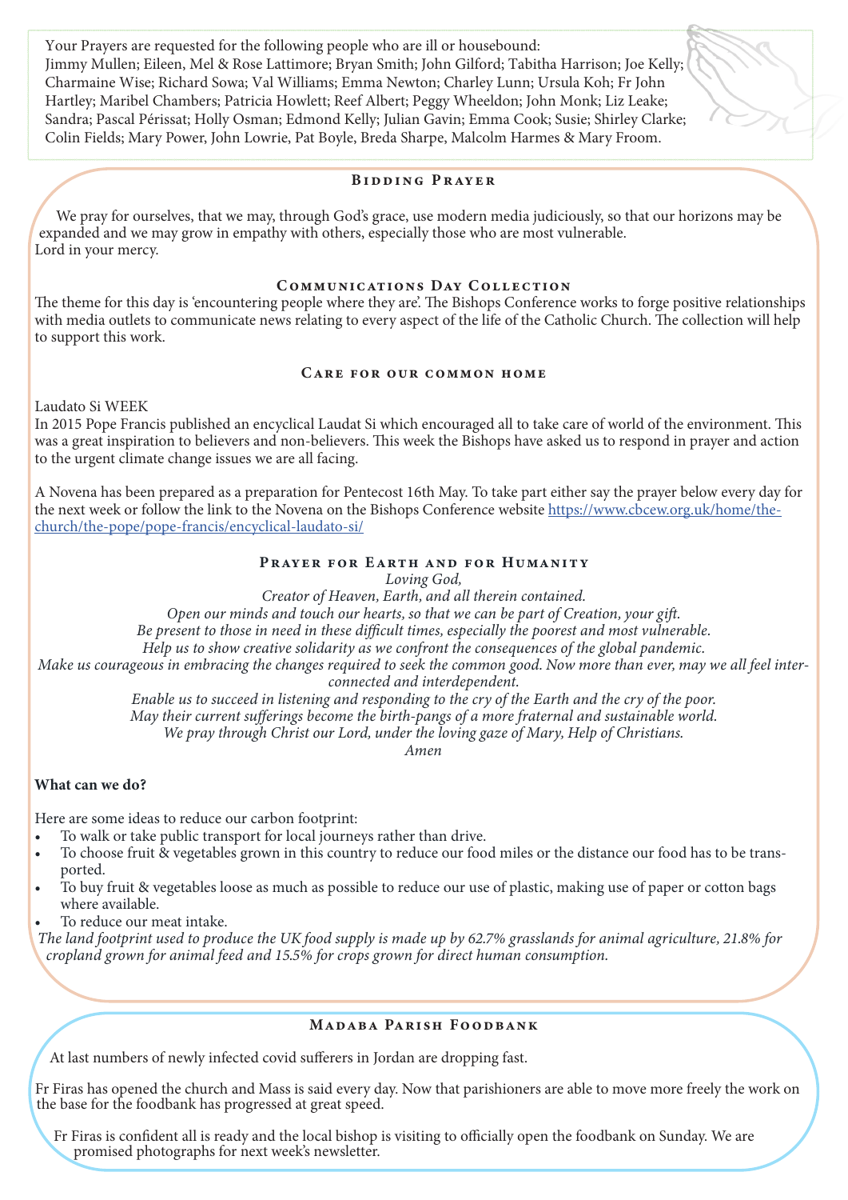Your Prayers are requested for the following people who are ill or housebound:
Jimmy Mullen; Eileen, Mel & Rose Lattimore; Bryan Smith; John Gilford; Tabitha Harrison; Joe Kelly; Charmaine Wise; Richard Sowa; Val Williams; Emma Newton; Charley Lunn; Ursula Koh; Fr John Hartley; Maribel Chambers; Patricia Howlett; Reef Albert; Peggy Wheeldon; John Monk; Liz Leake; Sandra; Pascal Périssat; Holly Osman; Edmond Kelly; Julian Gavin; Emma Cook; Susie; Shirley Clarke; Colin Fields; Mary Power, John Lowrie, Pat Boyle, Breda Sharpe, Malcolm Harmes & Mary Froom.

## Bidding Prayer

We pray for ourselves, that we may, through God's grace, use modern media judiciously, so that our horizons may be expanded and we may grow in empathy with others, especially those who are most vulnerable.
Lord in your mercy.

## Communications Day Collection

The theme for this day is 'encountering people where they are'. The Bishops Conference works to forge positive relationships with media outlets to communicate news relating to every aspect of the life of the Catholic Church. The collection will help to support this work.

## Care for our common home

Laudato Si WEEK
In 2015 Pope Francis published an encyclical Laudat Si which encouraged all to take care of world of the environment. This was a great inspiration to believers and non-believers. This week the Bishops have asked us to respond in prayer and action to the urgent climate change issues we are all facing.

A Novena has been prepared as a preparation for Pentecost 16th May. To take part either say the prayer below every day for the next week or follow the link to the Novena on the Bishops Conference website https://www.cbcew.org.uk/home/the-church/the-pope/pope-francis/encyclical-laudato-si/

## Prayer for Earth and for Humanity

*Loving God,*
*Creator of Heaven, Earth, and all therein contained.*
*Open our minds and touch our hearts, so that we can be part of Creation, your gift.*
*Be present to those in need in these difficult times, especially the poorest and most vulnerable.*
*Help us to show creative solidarity as we confront the consequences of the global pandemic.*
*Make us courageous in embracing the changes required to seek the common good. Now more than ever, may we all feel interconnected and interdependent.*
*Enable us to succeed in listening and responding to the cry of the Earth and the cry of the poor.*
*May their current sufferings become the birth-pangs of a more fraternal and sustainable world.*
*We pray through Christ our Lord, under the loving gaze of Mary, Help of Christians.*
*Amen*

**What can we do?**

Here are some ideas to reduce our carbon footprint:

- To walk or take public transport for local journeys rather than drive.
- To choose fruit & vegetables grown in this country to reduce our food miles or the distance our food has to be transported.
- To buy fruit & vegetables loose as much as possible to reduce our use of plastic, making use of paper or cotton bags where available.
- To reduce our meat intake.

*The land footprint used to produce the UK food supply is made up by 62.7% grasslands for animal agriculture, 21.8% for cropland grown for animal feed and 15.5% for crops grown for direct human consumption.*

## Madaba Parish Foodbank

At last numbers of newly infected covid sufferers in Jordan are dropping fast.

Fr Firas has opened the church and Mass is said every day. Now that parishioners are able to move more freely the work on the base for the foodbank has progressed at great speed.

Fr Firas is confident all is ready and the local bishop is visiting to officially open the foodbank on Sunday. We are promised photographs for next week's newsletter.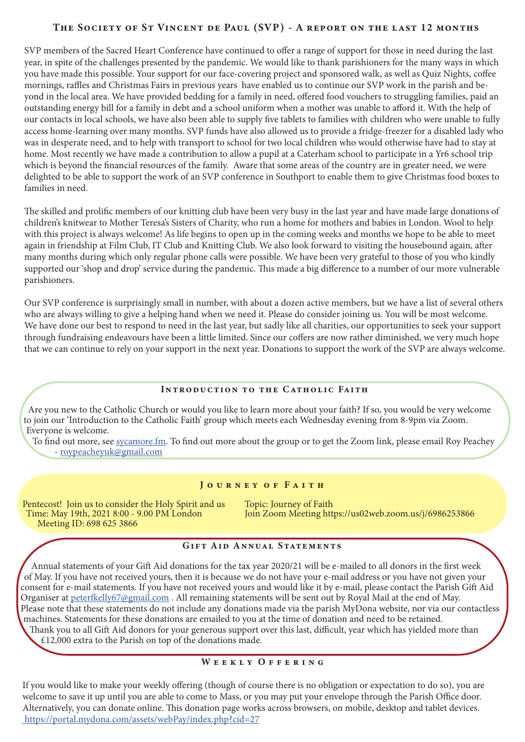## The Society of St Vincent de Paul (SVP) - A report on the last 12 months

SVP members of the Sacred Heart Conference have continued to offer a range of support for those in need during the last year, in spite of the challenges presented by the pandemic. We would like to thank parishioners for the many ways in which you have made this possible. Your support for our face-covering project and sponsored walk, as well as Quiz Nights, coffee mornings, raffles and Christmas Fairs in previous years have enabled us to continue our SVP work in the parish and beyond in the local area. We have provided bedding for a family in need, offered food vouchers to struggling families, paid an outstanding energy bill for a family in debt and a school uniform when a mother was unable to afford it. With the help of our contacts in local schools, we have also been able to supply five tablets to families with children who were unable to fully access home-learning over many months. SVP funds have also allowed us to provide a fridge-freezer for a disabled lady who was in desperate need, and to help with transport to school for two local children who would otherwise have had to stay at home. Most recently we have made a contribution to allow a pupil at a Caterham school to participate in a Yr6 school trip which is beyond the financial resources of the family. Aware that some areas of the country are in greater need, we were delighted to be able to support the work of an SVP conference in Southport to enable them to give Christmas food boxes to families in need.

The skilled and prolific members of our knitting club have been very busy in the last year and have made large donations of children's knitwear to Mother Teresa's Sisters of Charity, who run a home for mothers and babies in London. Wool to help with this project is always welcome! As life begins to open up in the coming weeks and months we hope to be able to meet again in friendship at Film Club, IT Club and Knitting Club. We also look forward to visiting the housebound again, after many months during which only regular phone calls were possible. We have been very grateful to those of you who kindly supported our 'shop and drop' service during the pandemic. This made a big difference to a number of our more vulnerable parishioners.

Our SVP conference is surprisingly small in number, with about a dozen active members, but we have a list of several others who are always willing to give a helping hand when we need it. Please do consider joining us. You will be most welcome. We have done our best to respond to need in the last year, but sadly like all charities, our opportunities to seek your support through fundraising endeavours have been a little limited. Since our coffers are now rather diminished, we very much hope that we can continue to rely on your support in the next year. Donations to support the work of the SVP are always welcome.

## Introduction to the Catholic Faith

Are you new to the Catholic Church or would you like to learn more about your faith? If so, you would be very welcome to join our 'Introduction to the Catholic Faith' group which meets each Wednesday evening from 8-9pm via Zoom. Everyone is welcome.

To find out more, see sycamore.fm. To find out more about the group or to get the Zoom link, please email Roy Peachey - roypeacheyuk@gmail.com

## Journey of Faith

Pentecost! Join us to consider the Holy Spirit and us
Time: May 19th, 2021 8:00 - 9.00 PM London
Meeting ID: 698 625 3866

Topic: Journey of Faith
Join Zoom Meeting https://us02web.zoom.us/j/6986253866

## Gift Aid Annual Statements

Annual statements of your Gift Aid donations for the tax year 2020/21 will be e-mailed to all donors in the first week of May. If you have not received yours, then it is because we do not have your e-mail address or you have not given your consent for e-mail statements. If you have not received yours and would like it by e-mail, please contact the Parish Gift Aid Organiser at peterfkelly67@gmail.com . All remaining statements will be sent out by Royal Mail at the end of May. Please note that these statements do not include any donations made via the parish MyDona website, nor via our contactless machines. Statements for these donations are emailed to you at the time of donation and need to be retained.

Thank you to all Gift Aid donors for your generous support over this last, difficult, year which has yielded more than £12,000 extra to the Parish on top of the donations made.

## Weekly Offering

If you would like to make your weekly offering (though of course there is no obligation or expectation to do so), you are welcome to save it up until you are able to come to Mass, or you may put your envelope through the Parish Office door. Alternatively, you can donate online. This donation page works across browsers, on mobile, desktop and tablet devices.
https://portal.mydona.com/assets/webPay/index.php?cid=27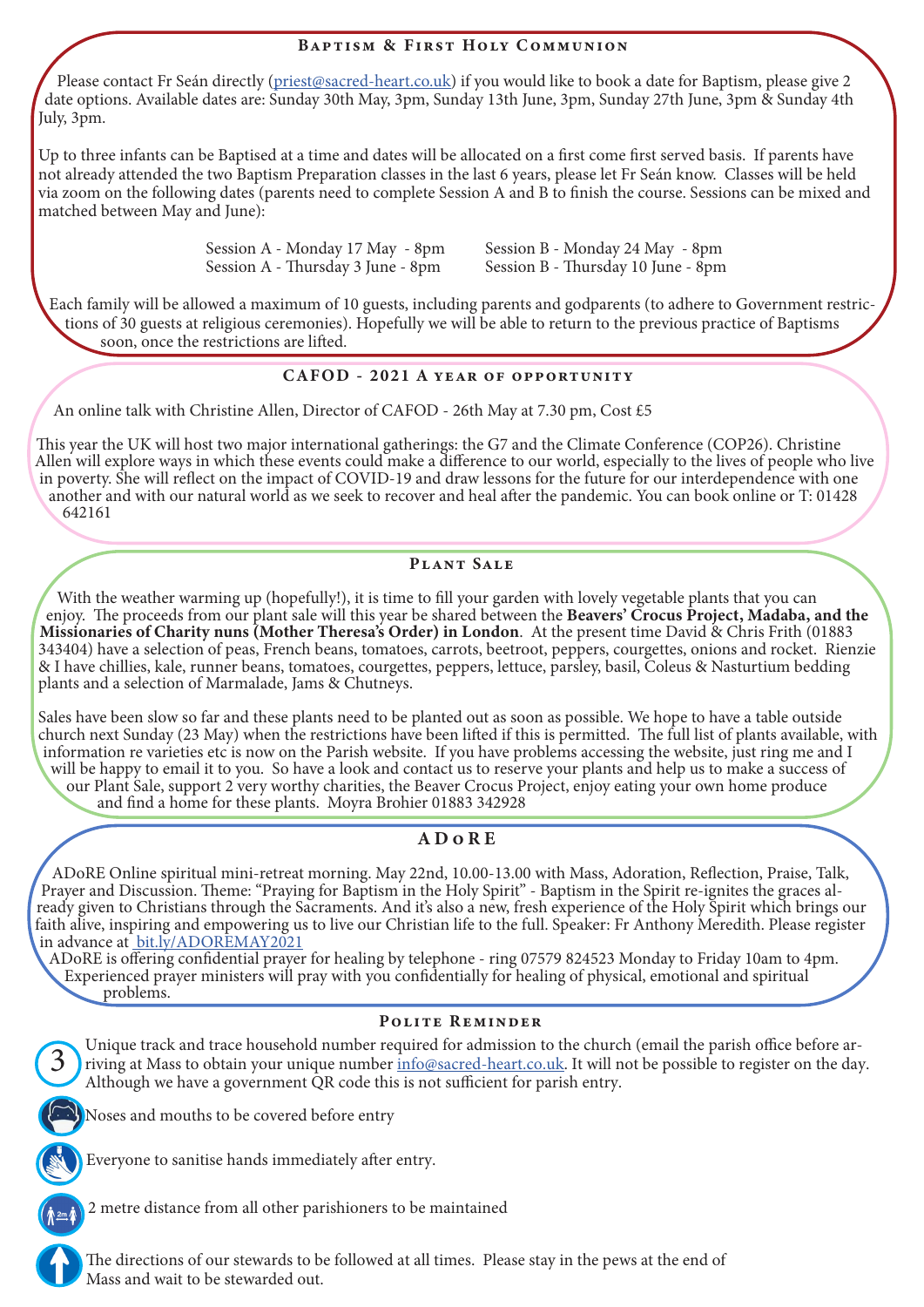## Baptism & First Holy Communion

Please contact Fr Seán directly (priest@sacred-heart.co.uk) if you would like to book a date for Baptism, please give 2 date options. Available dates are: Sunday 30th May, 3pm, Sunday 13th June, 3pm, Sunday 27th June, 3pm & Sunday 4th July, 3pm.

Up to three infants can be Baptised at a time and dates will be allocated on a first come first served basis. If parents have not already attended the two Baptism Preparation classes in the last 6 years, please let Fr Seán know. Classes will be held via zoom on the following dates (parents need to complete Session A and B to finish the course. Sessions can be mixed and matched between May and June):

| | |
|---|---|
| Session A - Monday 17 May - 8pm | Session B - Monday 24 May - 8pm |
| Session A - Thursday 3 June - 8pm | Session B - Thursday 10 June - 8pm |

Each family will be allowed a maximum of 10 guests, including parents and godparents (to adhere to Government restrictions of 30 guests at religious ceremonies). Hopefully we will be able to return to the previous practice of Baptisms soon, once the restrictions are lifted.

## CAFOD - 2021 A year of opportunity

An online talk with Christine Allen, Director of CAFOD - 26th May at 7.30 pm, Cost £5

This year the UK will host two major international gatherings: the G7 and the Climate Conference (COP26). Christine Allen will explore ways in which these events could make a difference to our world, especially to the lives of people who live in poverty. She will reflect on the impact of COVID-19 and draw lessons for the future for our interdependence with one another and with our natural world as we seek to recover and heal after the pandemic. You can book online or T: 01428 642161

## Plant Sale

With the weather warming up (hopefully!), it is time to fill your garden with lovely vegetable plants that you can enjoy. The proceeds from our plant sale will this year be shared between the **Beavers' Crocus Project, Madaba, and the Missionaries of Charity nuns (Mother Theresa's Order) in London**. At the present time David & Chris Frith (01883 343404) have a selection of peas, French beans, tomatoes, carrots, beetroot, peppers, courgettes, onions and rocket. Rienzie & I have chillies, kale, runner beans, tomatoes, courgettes, peppers, lettuce, parsley, basil, Coleus & Nasturtium bedding plants and a selection of Marmalade, Jams & Chutneys.

Sales have been slow so far and these plants need to be planted out as soon as possible. We hope to have a table outside church next Sunday (23 May) when the restrictions have been lifted if this is permitted. The full list of plants available, with information re varieties etc is now on the Parish website. If you have problems accessing the website, just ring me and I will be happy to email it to you. So have a look and contact us to reserve your plants and help us to make a success of our Plant Sale, support 2 very worthy charities, the Beaver Crocus Project, enjoy eating your own home produce and find a home for these plants. Moyra Brohier 01883 342928

## ADoRE

ADoRE Online spiritual mini-retreat morning. May 22nd, 10.00-13.00 with Mass, Adoration, Reflection, Praise, Talk, Prayer and Discussion. Theme: "Praying for Baptism in the Holy Spirit" - Baptism in the Spirit re-ignites the graces already given to Christians through the Sacraments. And it's also a new, fresh experience of the Holy Spirit which brings our faith alive, inspiring and empowering us to live our Christian life to the full. Speaker: Fr Anthony Meredith. Please register in advance at bit.ly/ADOREMAY2021

ADoRE is offering confidential prayer for healing by telephone - ring 07579 824523 Monday to Friday 10am to 4pm. Experienced prayer ministers will pray with you confidentially for healing of physical, emotional and spiritual problems.

## Polite Reminder

Unique track and trace household number required for admission to the church (email the parish office before arriving at Mass to obtain your unique number info@sacred-heart.co.uk. It will not be possible to register on the day. Although we have a government QR code this is not sufficient for parish entry.

Noses and mouths to be covered before entry

Everyone to sanitise hands immediately after entry.

2 metre distance from all other parishioners to be maintained

The directions of our stewards to be followed at all times. Please stay in the pews at the end of Mass and wait to be stewarded out.